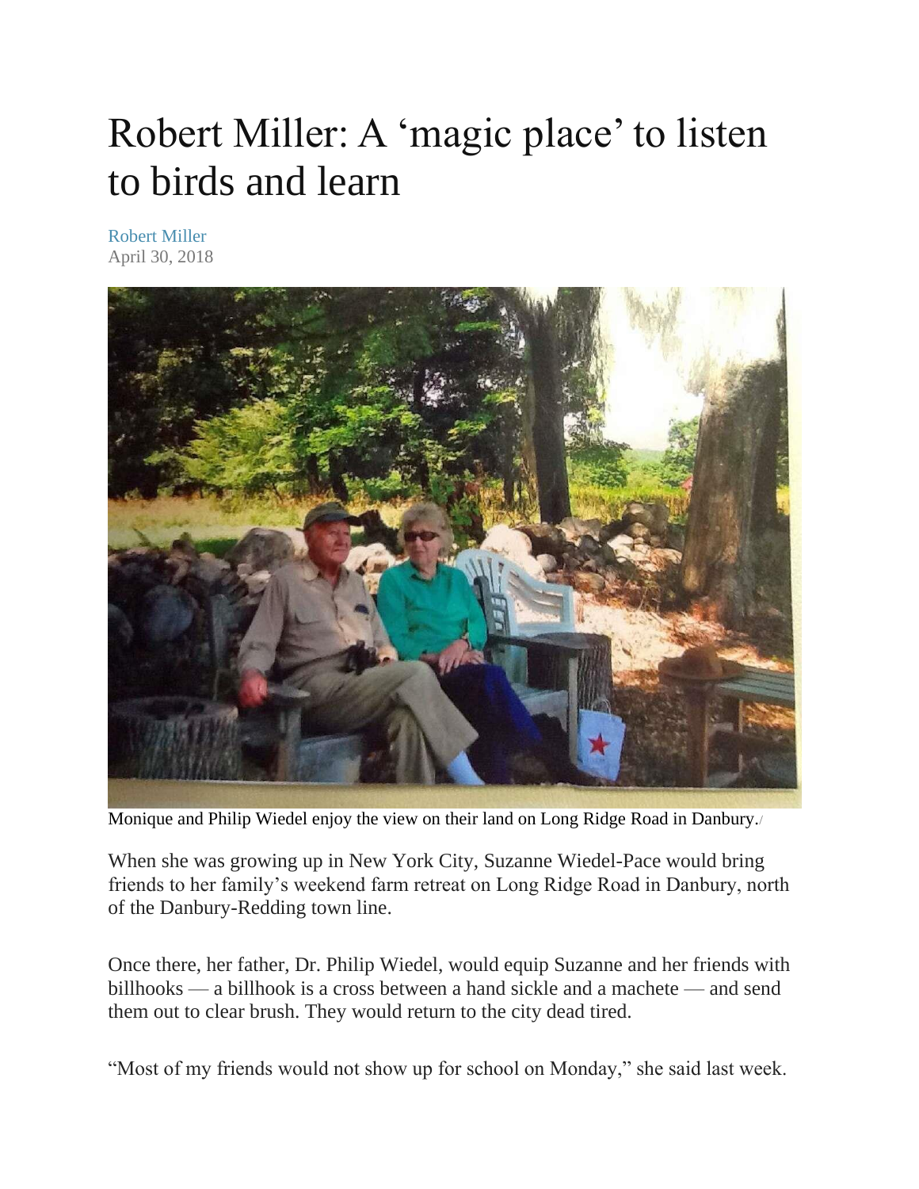# Robert Miller: A 'magic place' to listen to birds and learn

Robert Miller
April 30, 2018

Monique and Philip Wiedel enjoy the view on their land on Long Ridge Road in Danbury./

When she was growing up in New York City, Suzanne Wiedel-Pace would bring friends to her family's weekend farm retreat on Long Ridge Road in Danbury, north of the Danbury-Redding town line.

Once there, her father, Dr. Philip Wiedel, would equip Suzanne and her friends with billhooks — a billhook is a cross between a hand sickle and a machete — and send them out to clear brush. They would return to the city dead tired.

"Most of my friends would not show up for school on Monday," she said last week.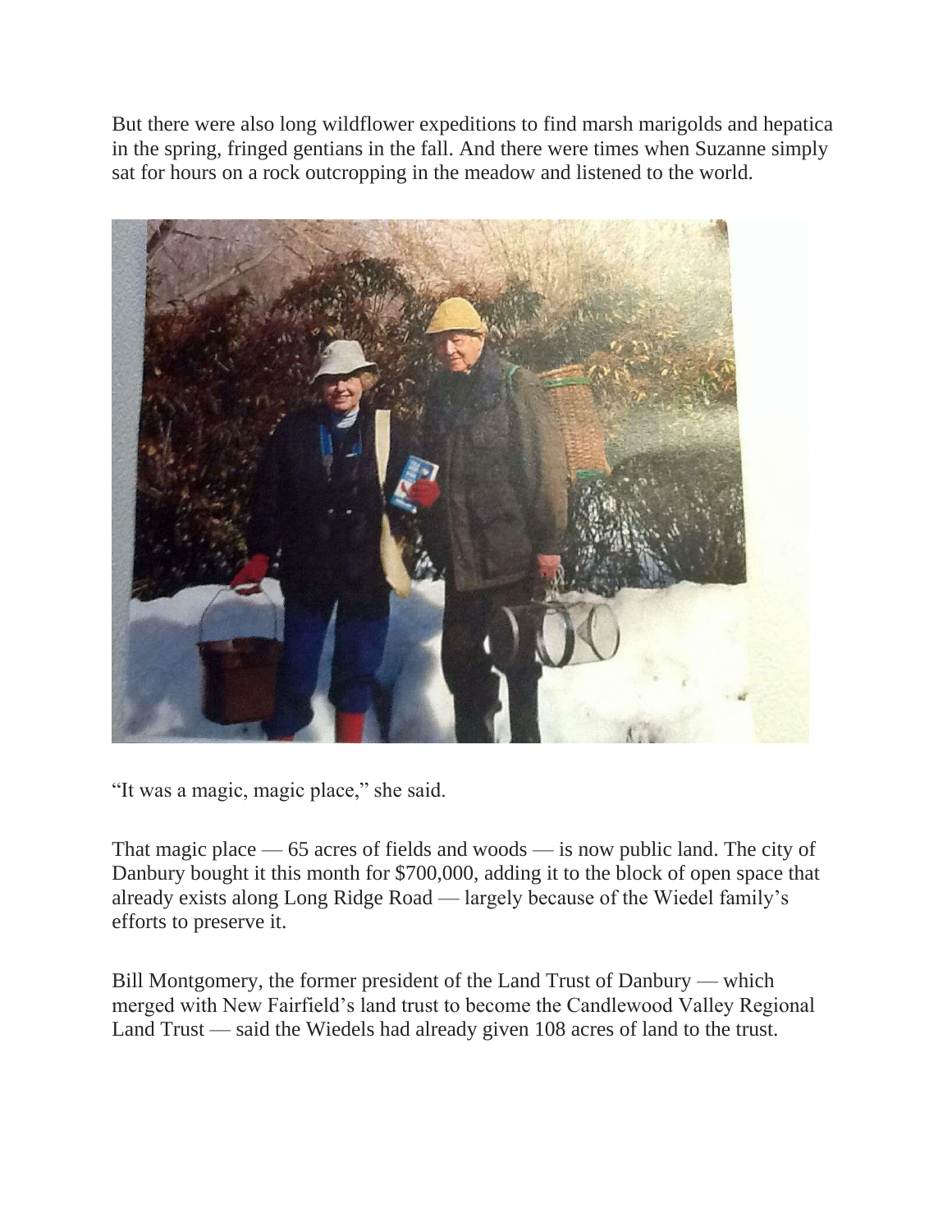But there were also long wildflower expeditions to find marsh marigolds and hepatica in the spring, fringed gentians in the fall. And there were times when Suzanne simply sat for hours on a rock outcropping in the meadow and listened to the world.

“It was a magic, magic place,” she said.

That magic place — 65 acres of fields and woods — is now public land. The city of Danbury bought it this month for $700,000, adding it to the block of open space that already exists along Long Ridge Road — largely because of the Wiedel family’s efforts to preserve it.

Bill Montgomery, the former president of the Land Trust of Danbury — which merged with New Fairfield’s land trust to become the Candlewood Valley Regional Land Trust — said the Wiedels had already given 108 acres of land to the trust.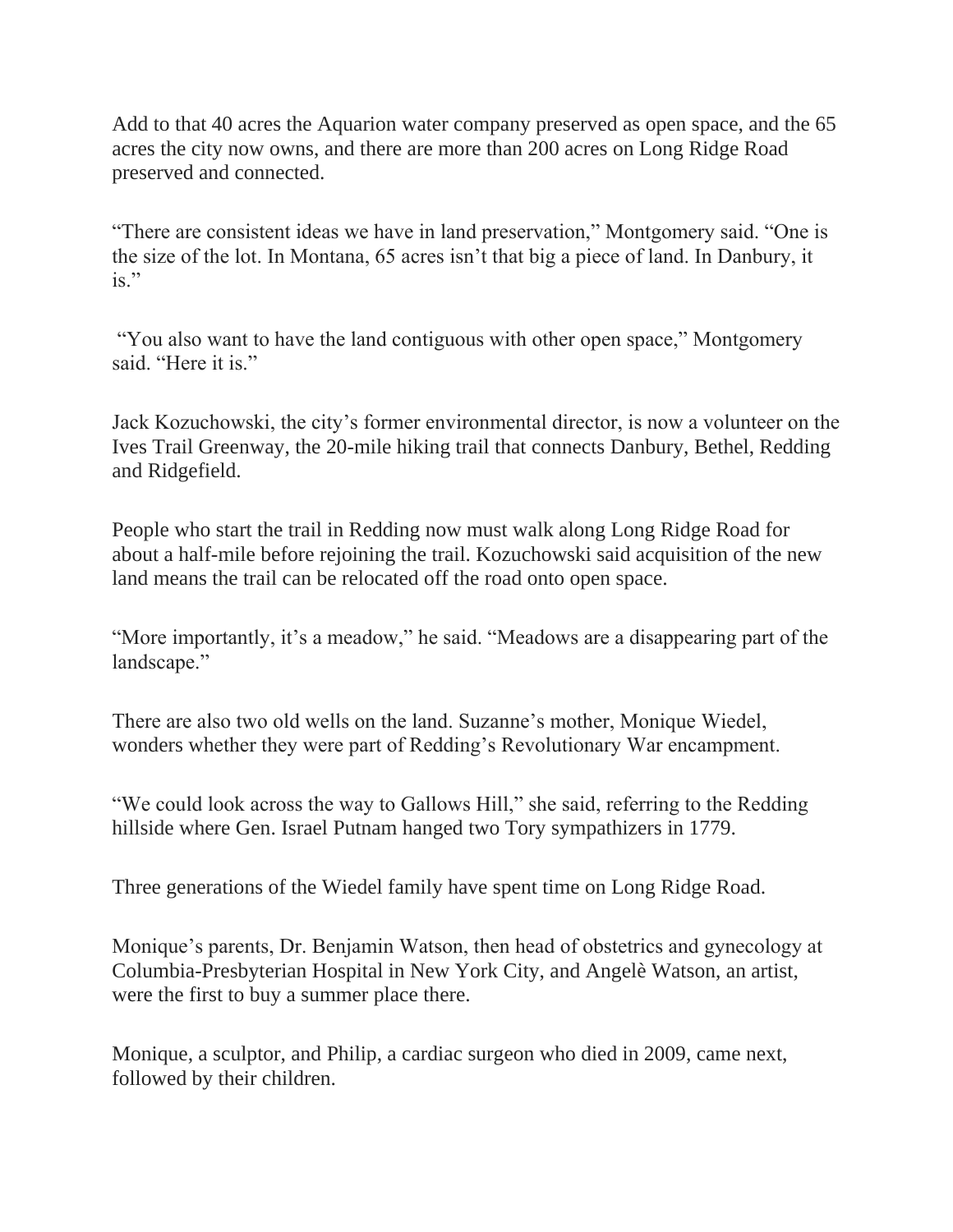Add to that 40 acres the Aquarion water company preserved as open space, and the 65 acres the city now owns, and there are more than 200 acres on Long Ridge Road preserved and connected.

“There are consistent ideas we have in land preservation,” Montgomery said. “One is the size of the lot. In Montana, 65 acres isn’t that big a piece of land. In Danbury, it is.”

“You also want to have the land contiguous with other open space,” Montgomery said. “Here it is.”

Jack Kozuchowski, the city’s former environmental director, is now a volunteer on the Ives Trail Greenway, the 20-mile hiking trail that connects Danbury, Bethel, Redding and Ridgefield.

People who start the trail in Redding now must walk along Long Ridge Road for about a half-mile before rejoining the trail. Kozuchowski said acquisition of the new land means the trail can be relocated off the road onto open space.

“More importantly, it’s a meadow,” he said. “Meadows are a disappearing part of the landscape.”

There are also two old wells on the land. Suzanne’s mother, Monique Wiedel, wonders whether they were part of Redding’s Revolutionary War encampment.

“We could look across the way to Gallows Hill,” she said, referring to the Redding hillside where Gen. Israel Putnam hanged two Tory sympathizers in 1779.

Three generations of the Wiedel family have spent time on Long Ridge Road.

Monique’s parents, Dr. Benjamin Watson, then head of obstetrics and gynecology at Columbia-Presbyterian Hospital in New York City, and Angelè Watson, an artist, were the first to buy a summer place there.

Monique, a sculptor, and Philip, a cardiac surgeon who died in 2009, came next, followed by their children.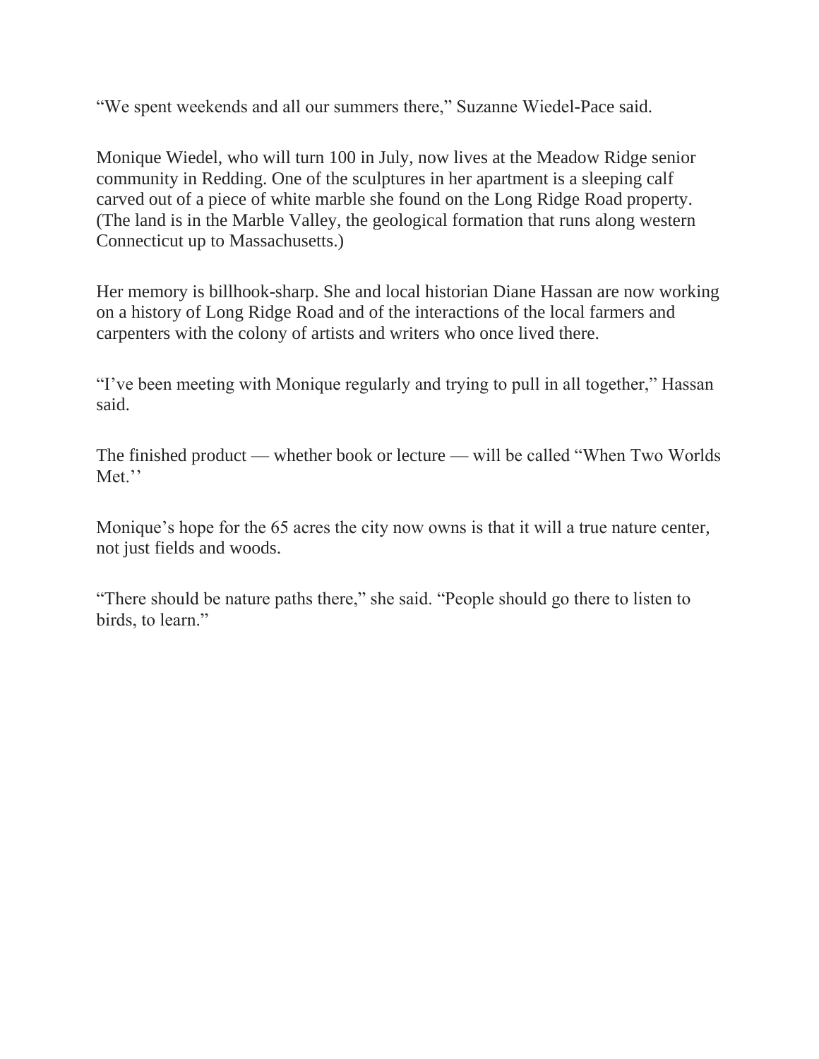"We spent weekends and all our summers there," Suzanne Wiedel-Pace said.

Monique Wiedel, who will turn 100 in July, now lives at the Meadow Ridge senior community in Redding. One of the sculptures in her apartment is a sleeping calf carved out of a piece of white marble she found on the Long Ridge Road property. (The land is in the Marble Valley, the geological formation that runs along western Connecticut up to Massachusetts.)

Her memory is billhook-sharp. She and local historian Diane Hassan are now working on a history of Long Ridge Road and of the interactions of the local farmers and carpenters with the colony of artists and writers who once lived there.

"I've been meeting with Monique regularly and trying to pull in all together," Hassan said.

The finished product — whether book or lecture — will be called "When Two Worlds Met.''

Monique's hope for the 65 acres the city now owns is that it will a true nature center, not just fields and woods.

"There should be nature paths there," she said. "People should go there to listen to birds, to learn."